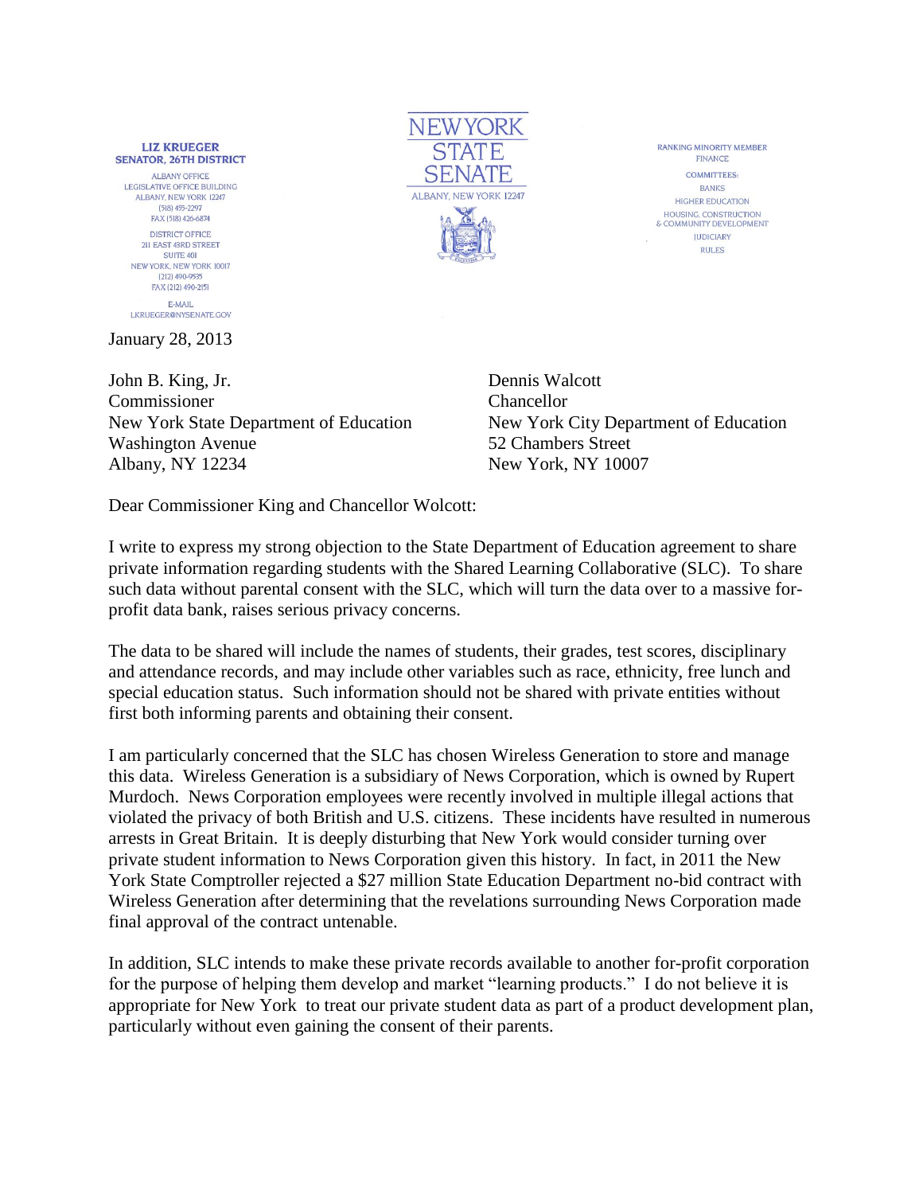**LIZ KRUEGER**
**SENATOR, 26TH DISTRICT**

ALBANY OFFICE
LEGISLATIVE OFFICE BUILDING
ALBANY, NEW YORK 12247
(518) 455-2297
FAX (518) 426-6874

DISTRICT OFFICE
211 EAST 43RD STREET
SUITE 401
NEW YORK, NEW YORK 10017
(212) 490-9535
FAX (212) 490-2151

E-MAIL
LKRUEGER@NYSENATE.GOV

NEW YORK STATE SENATE
ALBANY, NEW YORK 12247

RANKING MINORITY MEMBER
FINANCE

COMMITTEES:
BANKS
HIGHER EDUCATION
HOUSING, CONSTRUCTION & COMMUNITY DEVELOPMENT
JUDICIARY
RULES

January 28, 2013

John B. King, Jr.
Commissioner
New York State Department of Education
Washington Avenue
Albany, NY 12234

Dennis Walcott
Chancellor
New York City Department of Education
52 Chambers Street
New York, NY 10007

Dear Commissioner King and Chancellor Wolcott:

I write to express my strong objection to the State Department of Education agreement to share private information regarding students with the Shared Learning Collaborative (SLC). To share such data without parental consent with the SLC, which will turn the data over to a massive for-profit data bank, raises serious privacy concerns.

The data to be shared will include the names of students, their grades, test scores, disciplinary and attendance records, and may include other variables such as race, ethnicity, free lunch and special education status. Such information should not be shared with private entities without first both informing parents and obtaining their consent.

I am particularly concerned that the SLC has chosen Wireless Generation to store and manage this data. Wireless Generation is a subsidiary of News Corporation, which is owned by Rupert Murdoch. News Corporation employees were recently involved in multiple illegal actions that violated the privacy of both British and U.S. citizens. These incidents have resulted in numerous arrests in Great Britain. It is deeply disturbing that New York would consider turning over private student information to News Corporation given this history. In fact, in 2011 the New York State Comptroller rejected a $27 million State Education Department no-bid contract with Wireless Generation after determining that the revelations surrounding News Corporation made final approval of the contract untenable.

In addition, SLC intends to make these private records available to another for-profit corporation for the purpose of helping them develop and market "learning products." I do not believe it is appropriate for New York to treat our private student data as part of a product development plan, particularly without even gaining the consent of their parents.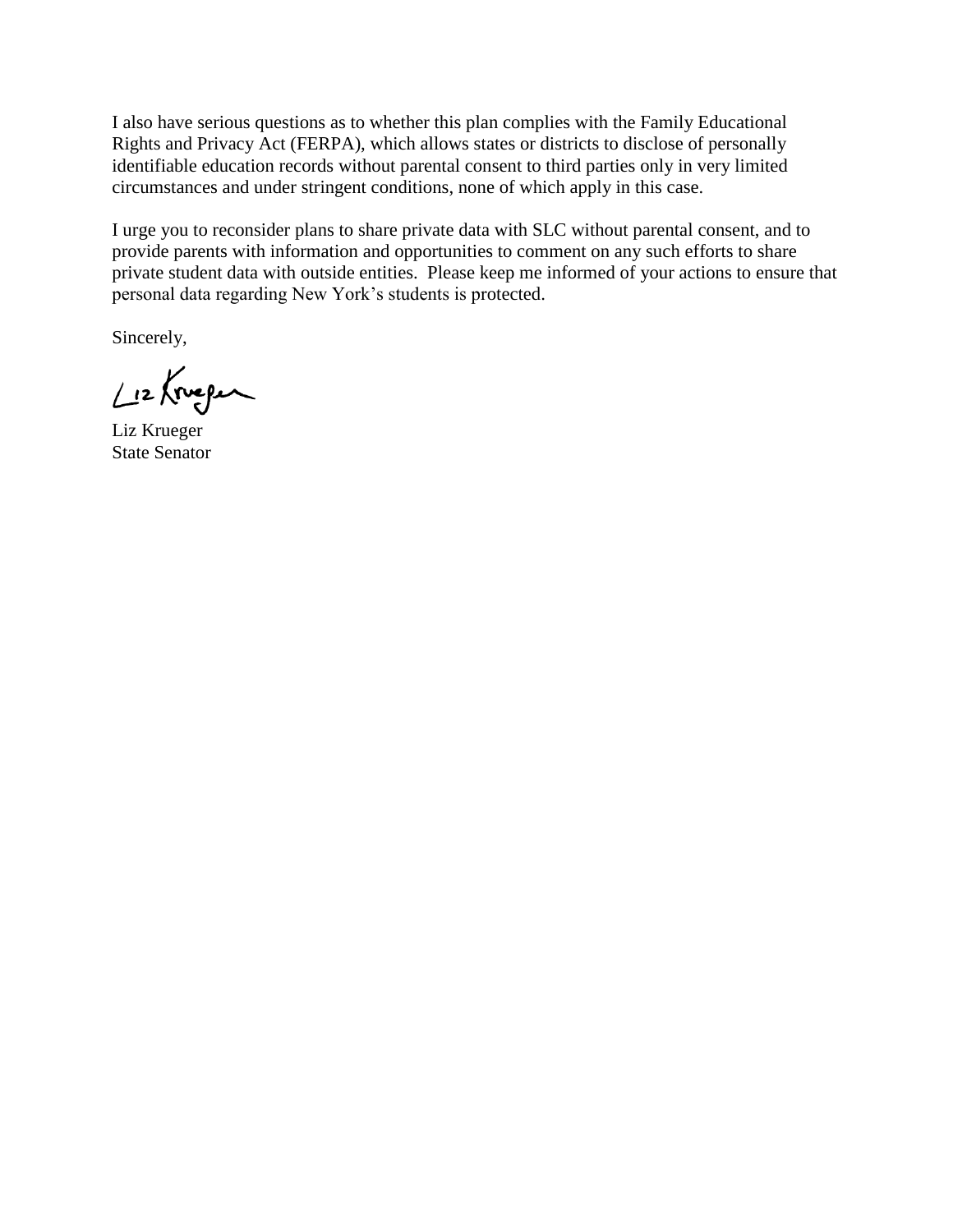I also have serious questions as to whether this plan complies with the Family Educational Rights and Privacy Act (FERPA), which allows states or districts to disclose of personally identifiable education records without parental consent to third parties only in very limited circumstances and under stringent conditions, none of which apply in this case.

I urge you to reconsider plans to share private data with SLC without parental consent, and to provide parents with information and opportunities to comment on any such efforts to share private student data with outside entities. Please keep me informed of your actions to ensure that personal data regarding New York's students is protected.

Sincerely,

Liz Krueger
State Senator